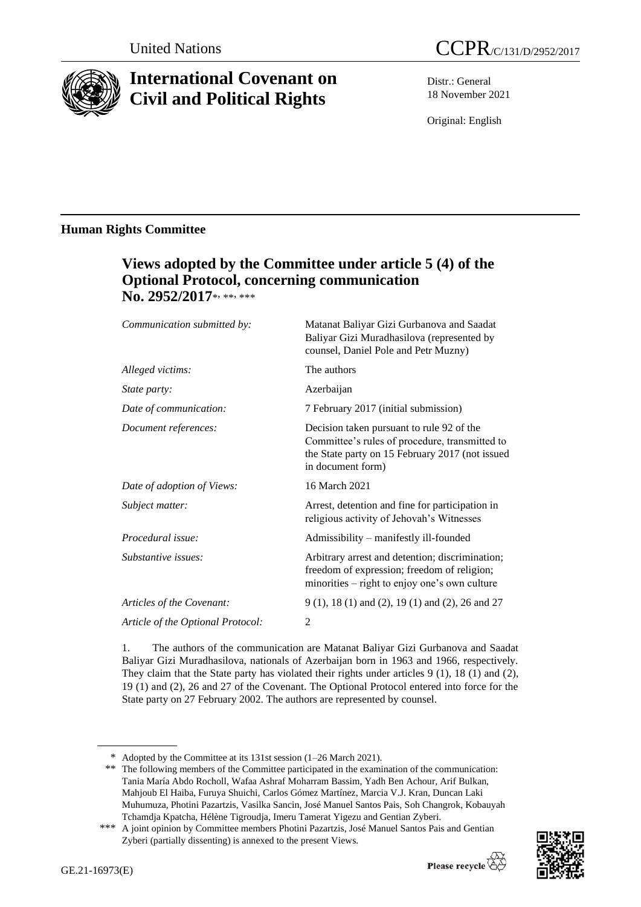United Nations

CCPR/C/131/D/2952/2017

# International Covenant on Civil and Political Rights

Distr.: General
18 November 2021

Original: English

## Human Rights Committee

### Views adopted by the Committee under article 5 (4) of the Optional Protocol, concerning communication No. 2952/2017[*, **, ***]

| | |
|---|---|
| *Communication submitted by:* | Matanat Baliyar Gizi Gurbanova and Saadat Baliyar Gizi Muradhasilova (represented by counsel, Daniel Pole and Petr Muzny) |
| *Alleged victims:* | The authors |
| *State party:* | Azerbaijan |
| *Date of communication:* | 7 February 2017 (initial submission) |
| *Document references:* | Decision taken pursuant to rule 92 of the Committee's rules of procedure, transmitted to the State party on 15 February 2017 (not issued in document form) |
| *Date of adoption of Views:* | 16 March 2021 |
| *Subject matter:* | Arrest, detention and fine for participation in religious activity of Jehovah's Witnesses |
| *Procedural issue:* | Admissibility – manifestly ill-founded |
| *Substantive issues:* | Arbitrary arrest and detention; discrimination; freedom of expression; freedom of religion; minorities – right to enjoy one's own culture |
| *Articles of the Covenant:* | 9 (1), 18 (1) and (2), 19 (1) and (2), 26 and 27 |
| *Article of the Optional Protocol:* | 2 |

1. The authors of the communication are Matanat Baliyar Gizi Gurbanova and Saadat Baliyar Gizi Muradhasilova, nationals of Azerbaijan born in 1963 and 1966, respectively. They claim that the State party has violated their rights under articles 9 (1), 18 (1) and (2), 19 (1) and (2), 26 and 27 of the Covenant. The Optional Protocol entered into force for the State party on 27 February 2002. The authors are represented by counsel.

---

\* Adopted by the Committee at its 131st session (1–26 March 2021).

\*\* The following members of the Committee participated in the examination of the communication: Tania María Abdo Rocholl, Wafaa Ashraf Moharram Bassim, Yadh Ben Achour, Arif Bulkan, Mahjoub El Haiba, Furuya Shuichi, Carlos Gómez Martínez, Marcia V.J. Kran, Duncan Laki Muhumuza, Photini Pazartzis, Vasilka Sancin, José Manuel Santos Pais, Soh Changrok, Kobauyah Tchamdja Kpatcha, Hélène Tigroudja, Imeru Tamerat Yigezu and Gentian Zyberi.

\*\*\* A joint opinion by Committee members Photini Pazartzis, José Manuel Santos Pais and Gentian Zyberi (partially dissenting) is annexed to the present Views.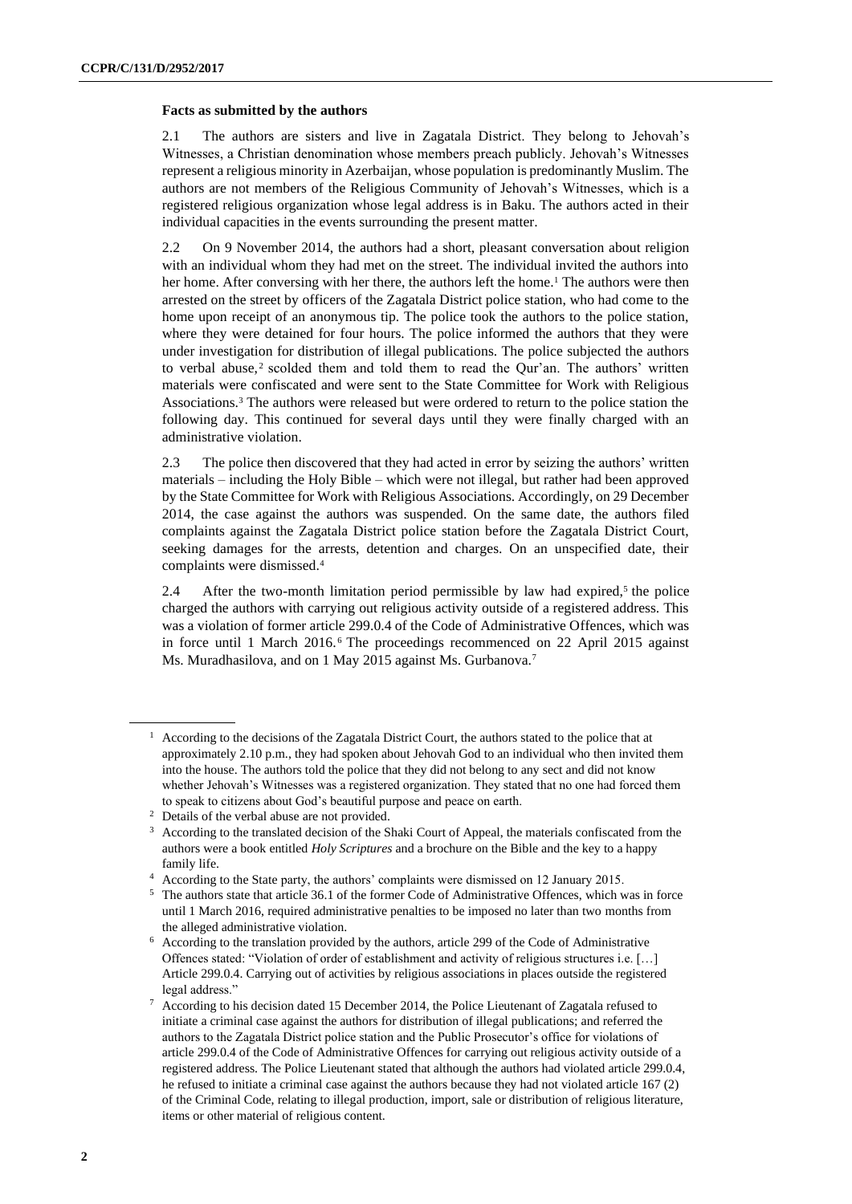**Facts as submitted by the authors**

2.1 The authors are sisters and live in Zagatala District. They belong to Jehovah's Witnesses, a Christian denomination whose members preach publicly. Jehovah's Witnesses represent a religious minority in Azerbaijan, whose population is predominantly Muslim. The authors are not members of the Religious Community of Jehovah's Witnesses, which is a registered religious organization whose legal address is in Baku. The authors acted in their individual capacities in the events surrounding the present matter.

2.2 On 9 November 2014, the authors had a short, pleasant conversation about religion with an individual whom they had met on the street. The individual invited the authors into her home. After conversing with her there, the authors left the home.[1] The authors were then arrested on the street by officers of the Zagatala District police station, who had come to the home upon receipt of an anonymous tip. The police took the authors to the police station, where they were detained for four hours. The police informed the authors that they were under investigation for distribution of illegal publications. The police subjected the authors to verbal abuse,[2] scolded them and told them to read the Qur'an. The authors' written materials were confiscated and were sent to the State Committee for Work with Religious Associations.[3] The authors were released but were ordered to return to the police station the following day. This continued for several days until they were finally charged with an administrative violation.

2.3 The police then discovered that they had acted in error by seizing the authors' written materials – including the Holy Bible – which were not illegal, but rather had been approved by the State Committee for Work with Religious Associations. Accordingly, on 29 December 2014, the case against the authors was suspended. On the same date, the authors filed complaints against the Zagatala District police station before the Zagatala District Court, seeking damages for the arrests, detention and charges. On an unspecified date, their complaints were dismissed.[4]

2.4 After the two-month limitation period permissible by law had expired,[5] the police charged the authors with carrying out religious activity outside of a registered address. This was a violation of former article 299.0.4 of the Code of Administrative Offences, which was in force until 1 March 2016.[6] The proceedings recommenced on 22 April 2015 against Ms. Muradhasilova, and on 1 May 2015 against Ms. Gurbanova.[7]

---

[1] According to the decisions of the Zagatala District Court, the authors stated to the police that at approximately 2.10 p.m., they had spoken about Jehovah God to an individual who then invited them into the house. The authors told the police that they did not belong to any sect and did not know whether Jehovah's Witnesses was a registered organization. They stated that no one had forced them to speak to citizens about God's beautiful purpose and peace on earth.

[2] Details of the verbal abuse are not provided.

[3] According to the translated decision of the Shaki Court of Appeal, the materials confiscated from the authors were a book entitled *Holy Scriptures* and a brochure on the Bible and the key to a happy family life.

[4] According to the State party, the authors' complaints were dismissed on 12 January 2015.

[5] The authors state that article 36.1 of the former Code of Administrative Offences, which was in force until 1 March 2016, required administrative penalties to be imposed no later than two months from the alleged administrative violation.

[6] According to the translation provided by the authors, article 299 of the Code of Administrative Offences stated: "Violation of order of establishment and activity of religious structures i.e. […] Article 299.0.4. Carrying out of activities by religious associations in places outside the registered legal address."

[7] According to his decision dated 15 December 2014, the Police Lieutenant of Zagatala refused to initiate a criminal case against the authors for distribution of illegal publications; and referred the authors to the Zagatala District police station and the Public Prosecutor's office for violations of article 299.0.4 of the Code of Administrative Offences for carrying out religious activity outside of a registered address. The Police Lieutenant stated that although the authors had violated article 299.0.4, he refused to initiate a criminal case against the authors because they had not violated article 167 (2) of the Criminal Code, relating to illegal production, import, sale or distribution of religious literature, items or other material of religious content.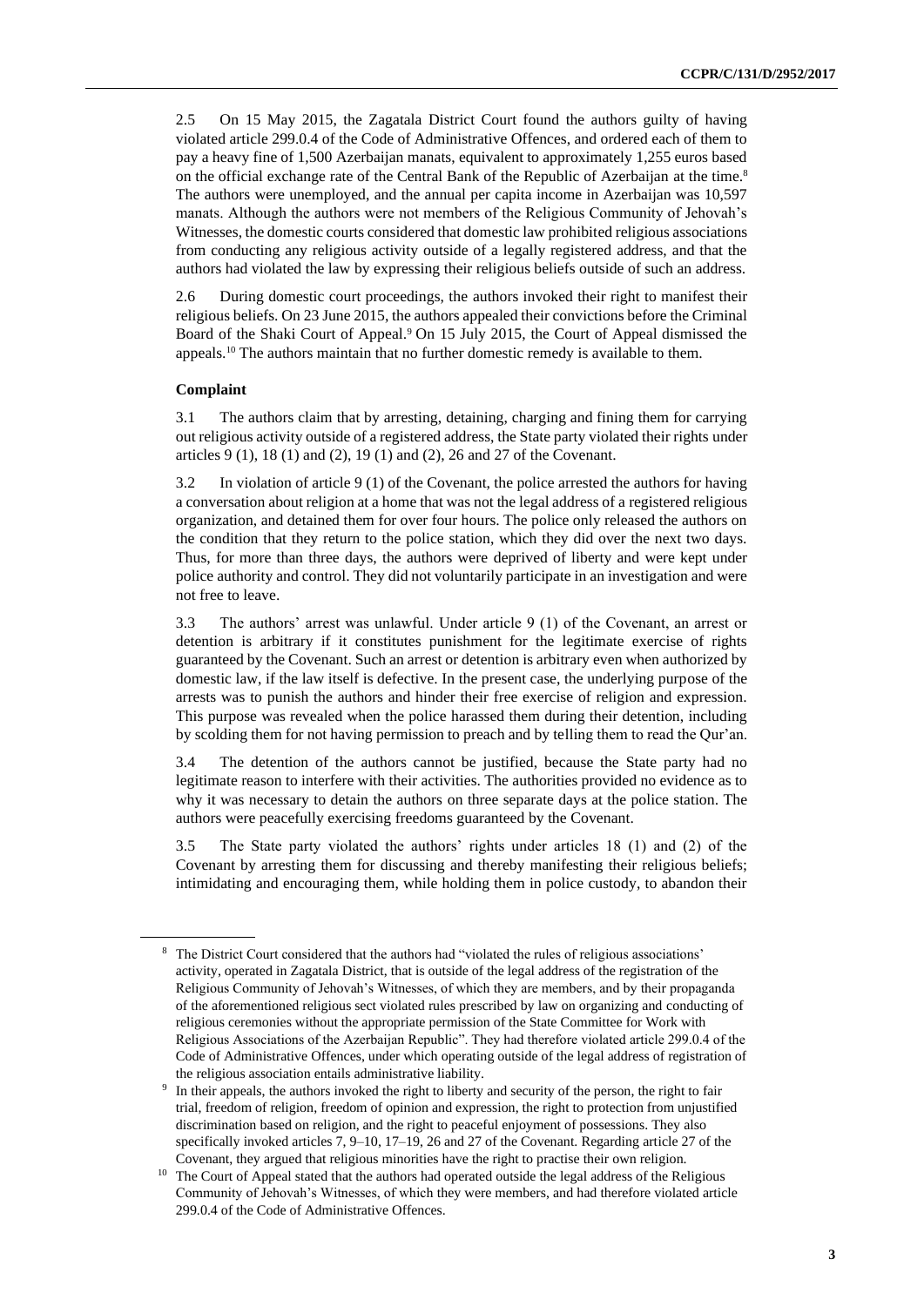2.5 On 15 May 2015, the Zagatala District Court found the authors guilty of having violated article 299.0.4 of the Code of Administrative Offences, and ordered each of them to pay a heavy fine of 1,500 Azerbaijan manats, equivalent to approximately 1,255 euros based on the official exchange rate of the Central Bank of the Republic of Azerbaijan at the time.[8] The authors were unemployed, and the annual per capita income in Azerbaijan was 10,597 manats. Although the authors were not members of the Religious Community of Jehovah's Witnesses, the domestic courts considered that domestic law prohibited religious associations from conducting any religious activity outside of a legally registered address, and that the authors had violated the law by expressing their religious beliefs outside of such an address.

2.6 During domestic court proceedings, the authors invoked their right to manifest their religious beliefs. On 23 June 2015, the authors appealed their convictions before the Criminal Board of the Shaki Court of Appeal.[9] On 15 July 2015, the Court of Appeal dismissed the appeals.[10] The authors maintain that no further domestic remedy is available to them.

### Complaint

3.1 The authors claim that by arresting, detaining, charging and fining them for carrying out religious activity outside of a registered address, the State party violated their rights under articles 9 (1), 18 (1) and (2), 19 (1) and (2), 26 and 27 of the Covenant.

3.2 In violation of article 9 (1) of the Covenant, the police arrested the authors for having a conversation about religion at a home that was not the legal address of a registered religious organization, and detained them for over four hours. The police only released the authors on the condition that they return to the police station, which they did over the next two days. Thus, for more than three days, the authors were deprived of liberty and were kept under police authority and control. They did not voluntarily participate in an investigation and were not free to leave.

3.3 The authors' arrest was unlawful. Under article 9 (1) of the Covenant, an arrest or detention is arbitrary if it constitutes punishment for the legitimate exercise of rights guaranteed by the Covenant. Such an arrest or detention is arbitrary even when authorized by domestic law, if the law itself is defective. In the present case, the underlying purpose of the arrests was to punish the authors and hinder their free exercise of religion and expression. This purpose was revealed when the police harassed them during their detention, including by scolding them for not having permission to preach and by telling them to read the Qur'an.

3.4 The detention of the authors cannot be justified, because the State party had no legitimate reason to interfere with their activities. The authorities provided no evidence as to why it was necessary to detain the authors on three separate days at the police station. The authors were peacefully exercising freedoms guaranteed by the Covenant.

3.5 The State party violated the authors' rights under articles 18 (1) and (2) of the Covenant by arresting them for discussing and thereby manifesting their religious beliefs; intimidating and encouraging them, while holding them in police custody, to abandon their

---

[8] The District Court considered that the authors had "violated the rules of religious associations' activity, operated in Zagatala District, that is outside of the legal address of the registration of the Religious Community of Jehovah's Witnesses, of which they are members, and by their propaganda of the aforementioned religious sect violated rules prescribed by law on organizing and conducting of religious ceremonies without the appropriate permission of the State Committee for Work with Religious Associations of the Azerbaijan Republic". They had therefore violated article 299.0.4 of the Code of Administrative Offences, under which operating outside of the legal address of registration of the religious association entails administrative liability.

[9] In their appeals, the authors invoked the right to liberty and security of the person, the right to fair trial, freedom of religion, freedom of opinion and expression, the right to protection from unjustified discrimination based on religion, and the right to peaceful enjoyment of possessions. They also specifically invoked articles 7, 9–10, 17–19, 26 and 27 of the Covenant. Regarding article 27 of the Covenant, they argued that religious minorities have the right to practise their own religion.

[10] The Court of Appeal stated that the authors had operated outside the legal address of the Religious Community of Jehovah's Witnesses, of which they were members, and had therefore violated article 299.0.4 of the Code of Administrative Offences.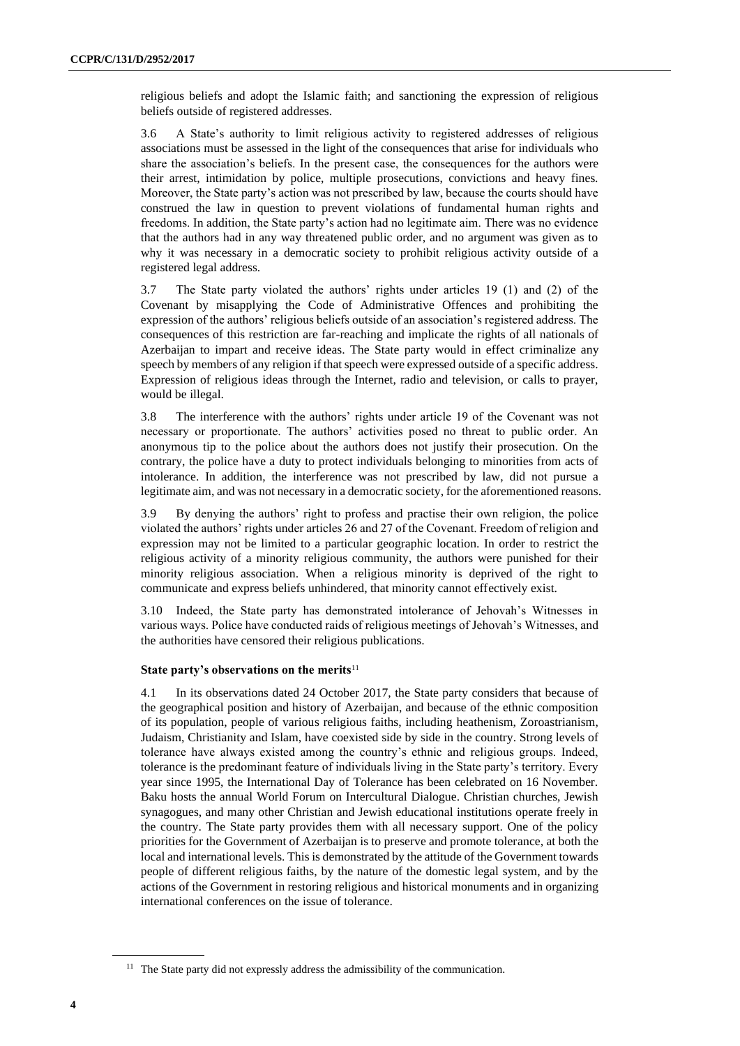religious beliefs and adopt the Islamic faith; and sanctioning the expression of religious beliefs outside of registered addresses.

3.6 A State's authority to limit religious activity to registered addresses of religious associations must be assessed in the light of the consequences that arise for individuals who share the association's beliefs. In the present case, the consequences for the authors were their arrest, intimidation by police, multiple prosecutions, convictions and heavy fines. Moreover, the State party's action was not prescribed by law, because the courts should have construed the law in question to prevent violations of fundamental human rights and freedoms. In addition, the State party's action had no legitimate aim. There was no evidence that the authors had in any way threatened public order, and no argument was given as to why it was necessary in a democratic society to prohibit religious activity outside of a registered legal address.

3.7 The State party violated the authors' rights under articles 19 (1) and (2) of the Covenant by misapplying the Code of Administrative Offences and prohibiting the expression of the authors' religious beliefs outside of an association's registered address. The consequences of this restriction are far-reaching and implicate the rights of all nationals of Azerbaijan to impart and receive ideas. The State party would in effect criminalize any speech by members of any religion if that speech were expressed outside of a specific address. Expression of religious ideas through the Internet, radio and television, or calls to prayer, would be illegal.

3.8 The interference with the authors' rights under article 19 of the Covenant was not necessary or proportionate. The authors' activities posed no threat to public order. An anonymous tip to the police about the authors does not justify their prosecution. On the contrary, the police have a duty to protect individuals belonging to minorities from acts of intolerance. In addition, the interference was not prescribed by law, did not pursue a legitimate aim, and was not necessary in a democratic society, for the aforementioned reasons.

3.9 By denying the authors' right to profess and practise their own religion, the police violated the authors' rights under articles 26 and 27 of the Covenant. Freedom of religion and expression may not be limited to a particular geographic location. In order to restrict the religious activity of a minority religious community, the authors were punished for their minority religious association. When a religious minority is deprived of the right to communicate and express beliefs unhindered, that minority cannot effectively exist.

3.10 Indeed, the State party has demonstrated intolerance of Jehovah's Witnesses in various ways. Police have conducted raids of religious meetings of Jehovah's Witnesses, and the authorities have censored their religious publications.

**State party's observations on the merits**[11]

4.1 In its observations dated 24 October 2017, the State party considers that because of the geographical position and history of Azerbaijan, and because of the ethnic composition of its population, people of various religious faiths, including heathenism, Zoroastrianism, Judaism, Christianity and Islam, have coexisted side by side in the country. Strong levels of tolerance have always existed among the country's ethnic and religious groups. Indeed, tolerance is the predominant feature of individuals living in the State party's territory. Every year since 1995, the International Day of Tolerance has been celebrated on 16 November. Baku hosts the annual World Forum on Intercultural Dialogue. Christian churches, Jewish synagogues, and many other Christian and Jewish educational institutions operate freely in the country. The State party provides them with all necessary support. One of the policy priorities for the Government of Azerbaijan is to preserve and promote tolerance, at both the local and international levels. This is demonstrated by the attitude of the Government towards people of different religious faiths, by the nature of the domestic legal system, and by the actions of the Government in restoring religious and historical monuments and in organizing international conferences on the issue of tolerance.

[11] The State party did not expressly address the admissibility of the communication.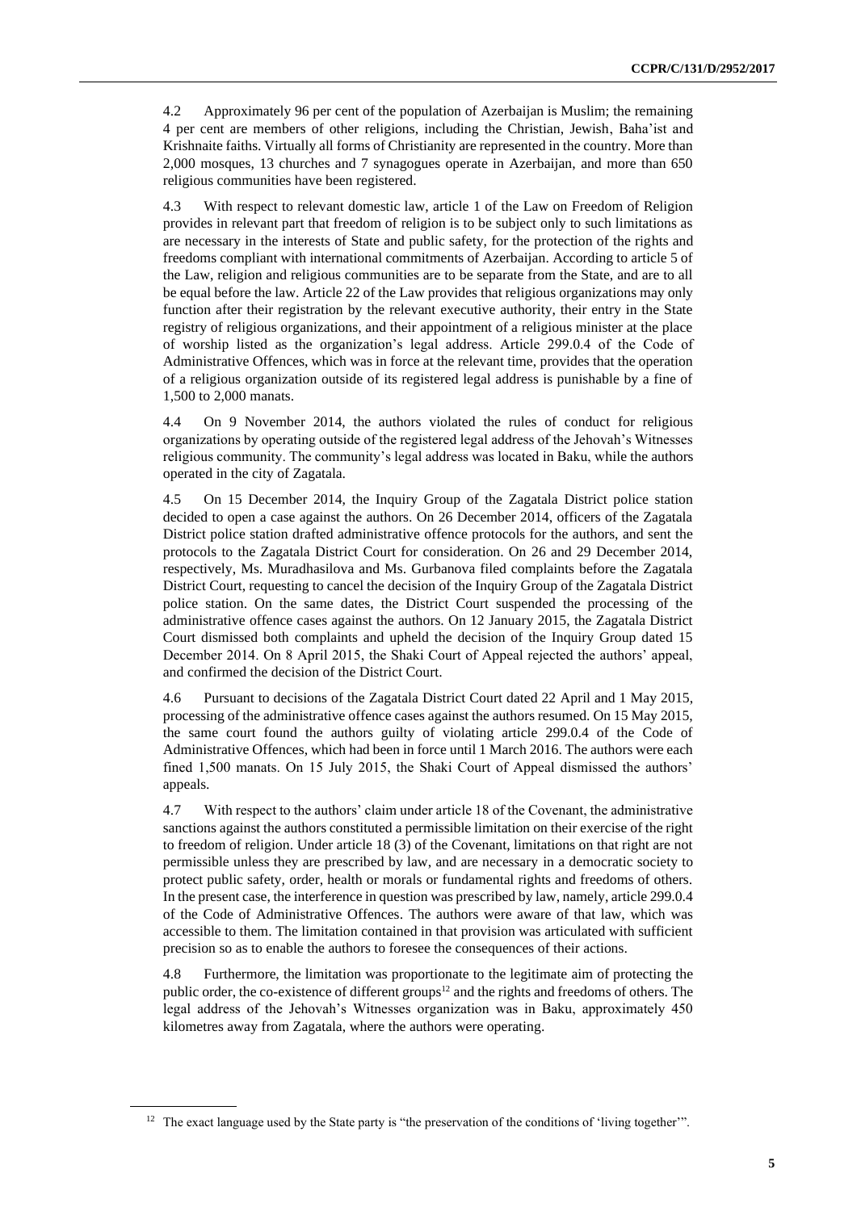4.2 Approximately 96 per cent of the population of Azerbaijan is Muslim; the remaining 4 per cent are members of other religions, including the Christian, Jewish, Baha'ist and Krishnaite faiths. Virtually all forms of Christianity are represented in the country. More than 2,000 mosques, 13 churches and 7 synagogues operate in Azerbaijan, and more than 650 religious communities have been registered.

4.3 With respect to relevant domestic law, article 1 of the Law on Freedom of Religion provides in relevant part that freedom of religion is to be subject only to such limitations as are necessary in the interests of State and public safety, for the protection of the rights and freedoms compliant with international commitments of Azerbaijan. According to article 5 of the Law, religion and religious communities are to be separate from the State, and are to all be equal before the law. Article 22 of the Law provides that religious organizations may only function after their registration by the relevant executive authority, their entry in the State registry of religious organizations, and their appointment of a religious minister at the place of worship listed as the organization's legal address. Article 299.0.4 of the Code of Administrative Offences, which was in force at the relevant time, provides that the operation of a religious organization outside of its registered legal address is punishable by a fine of 1,500 to 2,000 manats.

4.4 On 9 November 2014, the authors violated the rules of conduct for religious organizations by operating outside of the registered legal address of the Jehovah's Witnesses religious community. The community's legal address was located in Baku, while the authors operated in the city of Zagatala.

4.5 On 15 December 2014, the Inquiry Group of the Zagatala District police station decided to open a case against the authors. On 26 December 2014, officers of the Zagatala District police station drafted administrative offence protocols for the authors, and sent the protocols to the Zagatala District Court for consideration. On 26 and 29 December 2014, respectively, Ms. Muradhasilova and Ms. Gurbanova filed complaints before the Zagatala District Court, requesting to cancel the decision of the Inquiry Group of the Zagatala District police station. On the same dates, the District Court suspended the processing of the administrative offence cases against the authors. On 12 January 2015, the Zagatala District Court dismissed both complaints and upheld the decision of the Inquiry Group dated 15 December 2014. On 8 April 2015, the Shaki Court of Appeal rejected the authors' appeal, and confirmed the decision of the District Court.

4.6 Pursuant to decisions of the Zagatala District Court dated 22 April and 1 May 2015, processing of the administrative offence cases against the authors resumed. On 15 May 2015, the same court found the authors guilty of violating article 299.0.4 of the Code of Administrative Offences, which had been in force until 1 March 2016. The authors were each fined 1,500 manats. On 15 July 2015, the Shaki Court of Appeal dismissed the authors' appeals.

4.7 With respect to the authors' claim under article 18 of the Covenant, the administrative sanctions against the authors constituted a permissible limitation on their exercise of the right to freedom of religion. Under article 18 (3) of the Covenant, limitations on that right are not permissible unless they are prescribed by law, and are necessary in a democratic society to protect public safety, order, health or morals or fundamental rights and freedoms of others. In the present case, the interference in question was prescribed by law, namely, article 299.0.4 of the Code of Administrative Offences. The authors were aware of that law, which was accessible to them. The limitation contained in that provision was articulated with sufficient precision so as to enable the authors to foresee the consequences of their actions.

4.8 Furthermore, the limitation was proportionate to the legitimate aim of protecting the public order, the co-existence of different groups[12] and the rights and freedoms of others. The legal address of the Jehovah's Witnesses organization was in Baku, approximately 450 kilometres away from Zagatala, where the authors were operating.

[12] The exact language used by the State party is "the preservation of the conditions of 'living together'".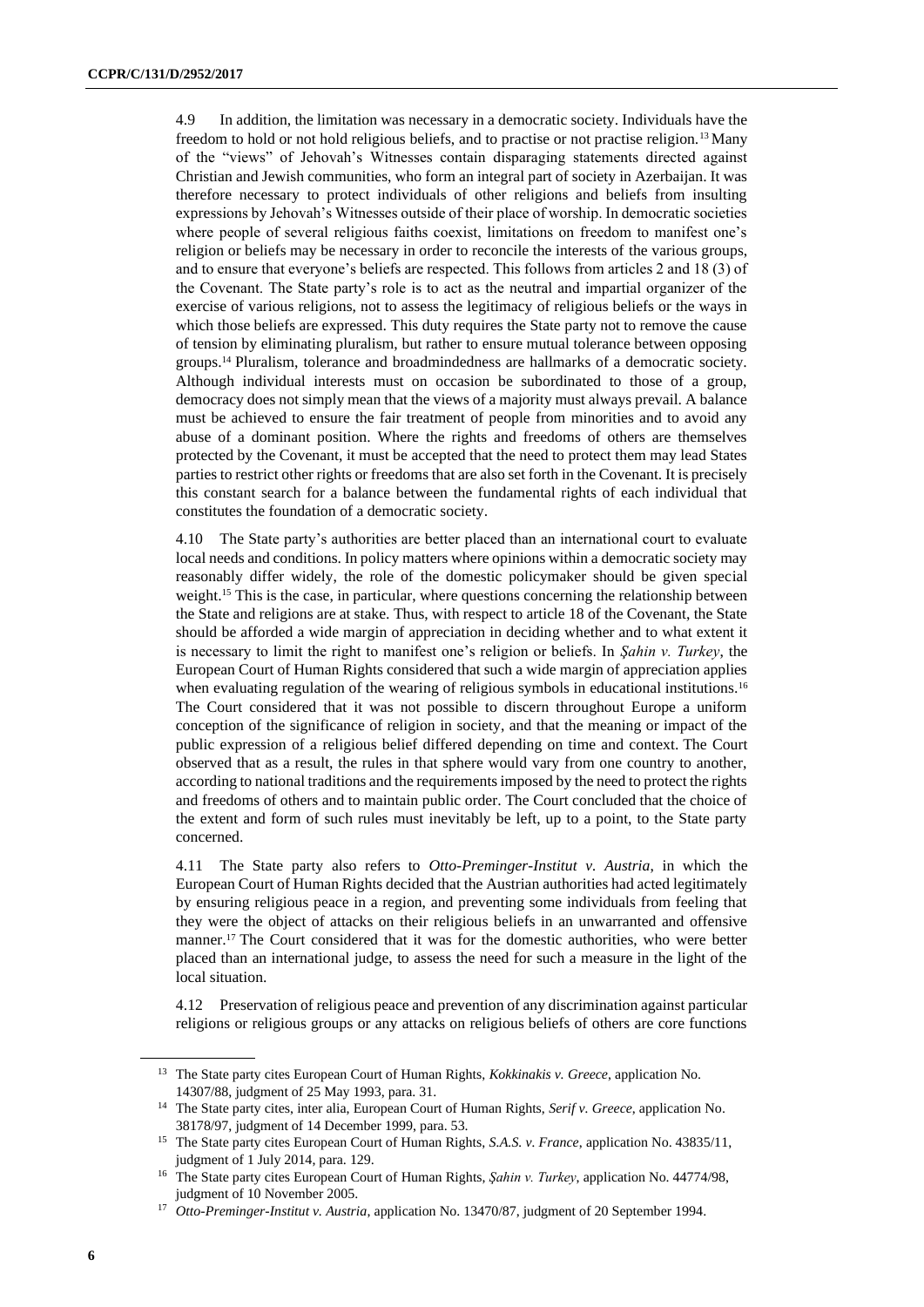4.9 In addition, the limitation was necessary in a democratic society. Individuals have the freedom to hold or not hold religious beliefs, and to practise or not practise religion.[13] Many of the "views" of Jehovah's Witnesses contain disparaging statements directed against Christian and Jewish communities, who form an integral part of society in Azerbaijan. It was therefore necessary to protect individuals of other religions and beliefs from insulting expressions by Jehovah's Witnesses outside of their place of worship. In democratic societies where people of several religious faiths coexist, limitations on freedom to manifest one's religion or beliefs may be necessary in order to reconcile the interests of the various groups, and to ensure that everyone's beliefs are respected. This follows from articles 2 and 18 (3) of the Covenant. The State party's role is to act as the neutral and impartial organizer of the exercise of various religions, not to assess the legitimacy of religious beliefs or the ways in which those beliefs are expressed. This duty requires the State party not to remove the cause of tension by eliminating pluralism, but rather to ensure mutual tolerance between opposing groups.[14] Pluralism, tolerance and broadmindedness are hallmarks of a democratic society. Although individual interests must on occasion be subordinated to those of a group, democracy does not simply mean that the views of a majority must always prevail. A balance must be achieved to ensure the fair treatment of people from minorities and to avoid any abuse of a dominant position. Where the rights and freedoms of others are themselves protected by the Covenant, it must be accepted that the need to protect them may lead States parties to restrict other rights or freedoms that are also set forth in the Covenant. It is precisely this constant search for a balance between the fundamental rights of each individual that constitutes the foundation of a democratic society.

4.10 The State party's authorities are better placed than an international court to evaluate local needs and conditions. In policy matters where opinions within a democratic society may reasonably differ widely, the role of the domestic policymaker should be given special weight.[15] This is the case, in particular, where questions concerning the relationship between the State and religions are at stake. Thus, with respect to article 18 of the Covenant, the State should be afforded a wide margin of appreciation in deciding whether and to what extent it is necessary to limit the right to manifest one's religion or beliefs. In *Şahin v. Turkey*, the European Court of Human Rights considered that such a wide margin of appreciation applies when evaluating regulation of the wearing of religious symbols in educational institutions.[16] The Court considered that it was not possible to discern throughout Europe a uniform conception of the significance of religion in society, and that the meaning or impact of the public expression of a religious belief differed depending on time and context. The Court observed that as a result, the rules in that sphere would vary from one country to another, according to national traditions and the requirements imposed by the need to protect the rights and freedoms of others and to maintain public order. The Court concluded that the choice of the extent and form of such rules must inevitably be left, up to a point, to the State party concerned.

4.11 The State party also refers to *Otto-Preminger-Institut v. Austria*, in which the European Court of Human Rights decided that the Austrian authorities had acted legitimately by ensuring religious peace in a region, and preventing some individuals from feeling that they were the object of attacks on their religious beliefs in an unwarranted and offensive manner.[17] The Court considered that it was for the domestic authorities, who were better placed than an international judge, to assess the need for such a measure in the light of the local situation.

4.12 Preservation of religious peace and prevention of any discrimination against particular religions or religious groups or any attacks on religious beliefs of others are core functions

---

[13] The State party cites European Court of Human Rights, *Kokkinakis v. Greece*, application No. 14307/88, judgment of 25 May 1993, para. 31.

[14] The State party cites, inter alia, European Court of Human Rights, *Serif v. Greece*, application No. 38178/97, judgment of 14 December 1999, para. 53.

[15] The State party cites European Court of Human Rights, *S.A.S. v. France*, application No. 43835/11, judgment of 1 July 2014, para. 129.

[16] The State party cites European Court of Human Rights, *Şahin v. Turkey*, application No. 44774/98, judgment of 10 November 2005.

[17] *Otto-Preminger-Institut v. Austria*, application No. 13470/87, judgment of 20 September 1994.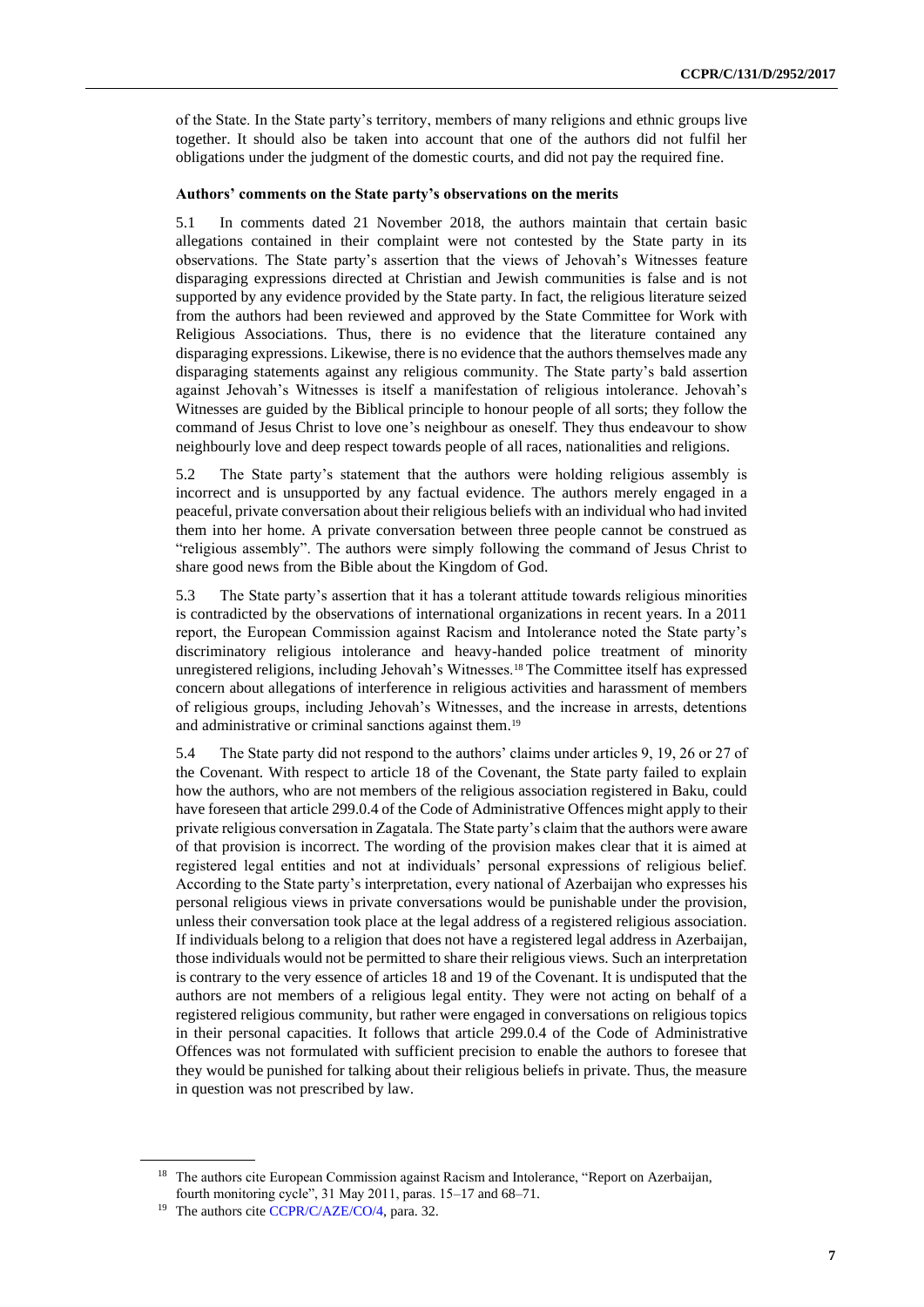of the State. In the State party's territory, members of many religions and ethnic groups live together. It should also be taken into account that one of the authors did not fulfil her obligations under the judgment of the domestic courts, and did not pay the required fine.

**Authors' comments on the State party's observations on the merits**

5.1 In comments dated 21 November 2018, the authors maintain that certain basic allegations contained in their complaint were not contested by the State party in its observations. The State party's assertion that the views of Jehovah's Witnesses feature disparaging expressions directed at Christian and Jewish communities is false and is not supported by any evidence provided by the State party. In fact, the religious literature seized from the authors had been reviewed and approved by the State Committee for Work with Religious Associations. Thus, there is no evidence that the literature contained any disparaging expressions. Likewise, there is no evidence that the authors themselves made any disparaging statements against any religious community. The State party's bald assertion against Jehovah's Witnesses is itself a manifestation of religious intolerance. Jehovah's Witnesses are guided by the Biblical principle to honour people of all sorts; they follow the command of Jesus Christ to love one's neighbour as oneself. They thus endeavour to show neighbourly love and deep respect towards people of all races, nationalities and religions.

5.2 The State party's statement that the authors were holding religious assembly is incorrect and is unsupported by any factual evidence. The authors merely engaged in a peaceful, private conversation about their religious beliefs with an individual who had invited them into her home. A private conversation between three people cannot be construed as "religious assembly". The authors were simply following the command of Jesus Christ to share good news from the Bible about the Kingdom of God.

5.3 The State party's assertion that it has a tolerant attitude towards religious minorities is contradicted by the observations of international organizations in recent years. In a 2011 report, the European Commission against Racism and Intolerance noted the State party's discriminatory religious intolerance and heavy-handed police treatment of minority unregistered religions, including Jehovah's Witnesses.[18] The Committee itself has expressed concern about allegations of interference in religious activities and harassment of members of religious groups, including Jehovah's Witnesses, and the increase in arrests, detentions and administrative or criminal sanctions against them.[19]

5.4 The State party did not respond to the authors' claims under articles 9, 19, 26 or 27 of the Covenant. With respect to article 18 of the Covenant, the State party failed to explain how the authors, who are not members of the religious association registered in Baku, could have foreseen that article 299.0.4 of the Code of Administrative Offences might apply to their private religious conversation in Zagatala. The State party's claim that the authors were aware of that provision is incorrect. The wording of the provision makes clear that it is aimed at registered legal entities and not at individuals' personal expressions of religious belief. According to the State party's interpretation, every national of Azerbaijan who expresses his personal religious views in private conversations would be punishable under the provision, unless their conversation took place at the legal address of a registered religious association. If individuals belong to a religion that does not have a registered legal address in Azerbaijan, those individuals would not be permitted to share their religious views. Such an interpretation is contrary to the very essence of articles 18 and 19 of the Covenant. It is undisputed that the authors are not members of a religious legal entity. They were not acting on behalf of a registered religious community, but rather were engaged in conversations on religious topics in their personal capacities. It follows that article 299.0.4 of the Code of Administrative Offences was not formulated with sufficient precision to enable the authors to foresee that they would be punished for talking about their religious beliefs in private. Thus, the measure in question was not prescribed by law.

---

[18] The authors cite European Commission against Racism and Intolerance, "Report on Azerbaijan, fourth monitoring cycle", 31 May 2011, paras. 15–17 and 68–71.

[19] The authors cite CCPR/C/AZE/CO/4, para. 32.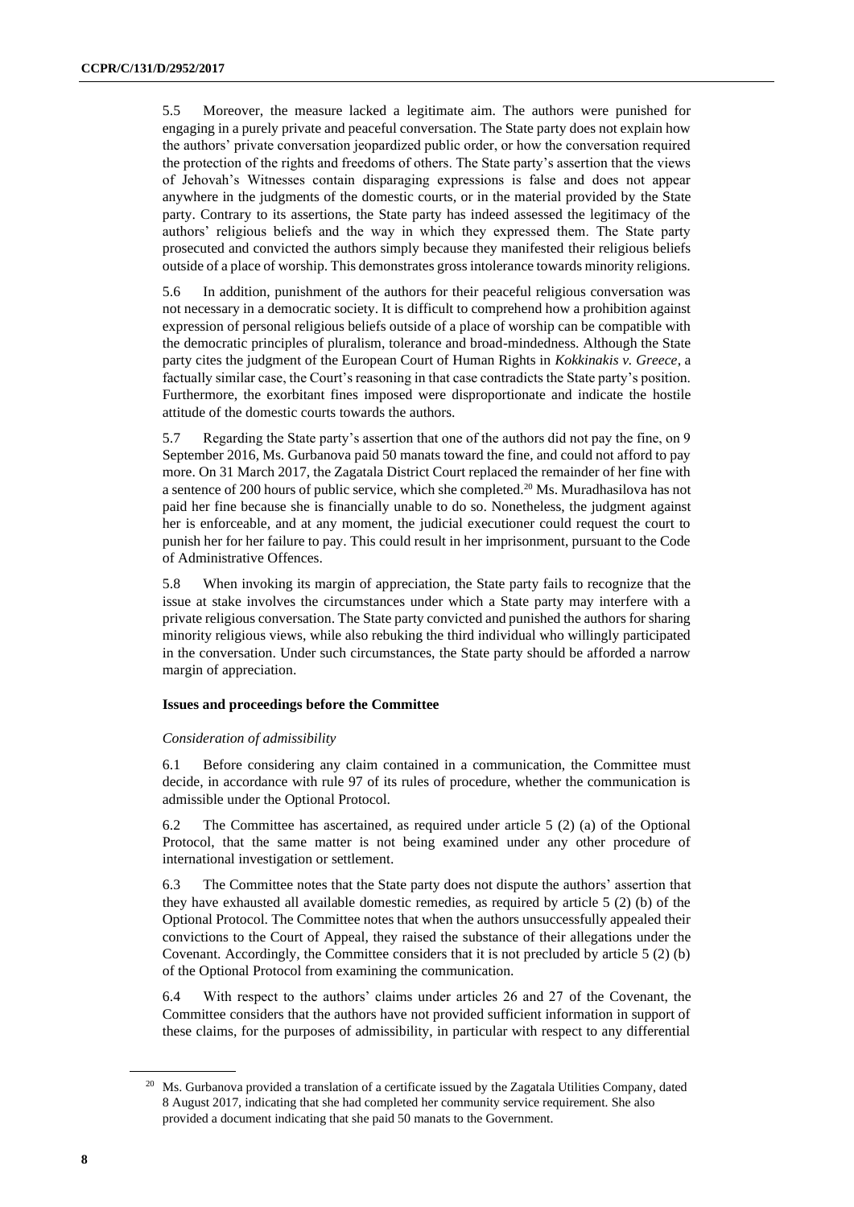5.5 Moreover, the measure lacked a legitimate aim. The authors were punished for engaging in a purely private and peaceful conversation. The State party does not explain how the authors' private conversation jeopardized public order, or how the conversation required the protection of the rights and freedoms of others. The State party's assertion that the views of Jehovah's Witnesses contain disparaging expressions is false and does not appear anywhere in the judgments of the domestic courts, or in the material provided by the State party. Contrary to its assertions, the State party has indeed assessed the legitimacy of the authors' religious beliefs and the way in which they expressed them. The State party prosecuted and convicted the authors simply because they manifested their religious beliefs outside of a place of worship. This demonstrates gross intolerance towards minority religions.

5.6 In addition, punishment of the authors for their peaceful religious conversation was not necessary in a democratic society. It is difficult to comprehend how a prohibition against expression of personal religious beliefs outside of a place of worship can be compatible with the democratic principles of pluralism, tolerance and broad-mindedness. Although the State party cites the judgment of the European Court of Human Rights in *Kokkinakis v. Greece*, a factually similar case, the Court's reasoning in that case contradicts the State party's position. Furthermore, the exorbitant fines imposed were disproportionate and indicate the hostile attitude of the domestic courts towards the authors.

5.7 Regarding the State party's assertion that one of the authors did not pay the fine, on 9 September 2016, Ms. Gurbanova paid 50 manats toward the fine, and could not afford to pay more. On 31 March 2017, the Zagatala District Court replaced the remainder of her fine with a sentence of 200 hours of public service, which she completed.[20] Ms. Muradhasilova has not paid her fine because she is financially unable to do so. Nonetheless, the judgment against her is enforceable, and at any moment, the judicial executioner could request the court to punish her for her failure to pay. This could result in her imprisonment, pursuant to the Code of Administrative Offences.

5.8 When invoking its margin of appreciation, the State party fails to recognize that the issue at stake involves the circumstances under which a State party may interfere with a private religious conversation. The State party convicted and punished the authors for sharing minority religious views, while also rebuking the third individual who willingly participated in the conversation. Under such circumstances, the State party should be afforded a narrow margin of appreciation.

### Issues and proceedings before the Committee

#### *Consideration of admissibility*

6.1 Before considering any claim contained in a communication, the Committee must decide, in accordance with rule 97 of its rules of procedure, whether the communication is admissible under the Optional Protocol.

6.2 The Committee has ascertained, as required under article 5 (2) (a) of the Optional Protocol, that the same matter is not being examined under any other procedure of international investigation or settlement.

6.3 The Committee notes that the State party does not dispute the authors' assertion that they have exhausted all available domestic remedies, as required by article 5 (2) (b) of the Optional Protocol. The Committee notes that when the authors unsuccessfully appealed their convictions to the Court of Appeal, they raised the substance of their allegations under the Covenant. Accordingly, the Committee considers that it is not precluded by article 5 (2) (b) of the Optional Protocol from examining the communication.

6.4 With respect to the authors' claims under articles 26 and 27 of the Covenant, the Committee considers that the authors have not provided sufficient information in support of these claims, for the purposes of admissibility, in particular with respect to any differential

---

[20] Ms. Gurbanova provided a translation of a certificate issued by the Zagatala Utilities Company, dated 8 August 2017, indicating that she had completed her community service requirement. She also provided a document indicating that she paid 50 manats to the Government.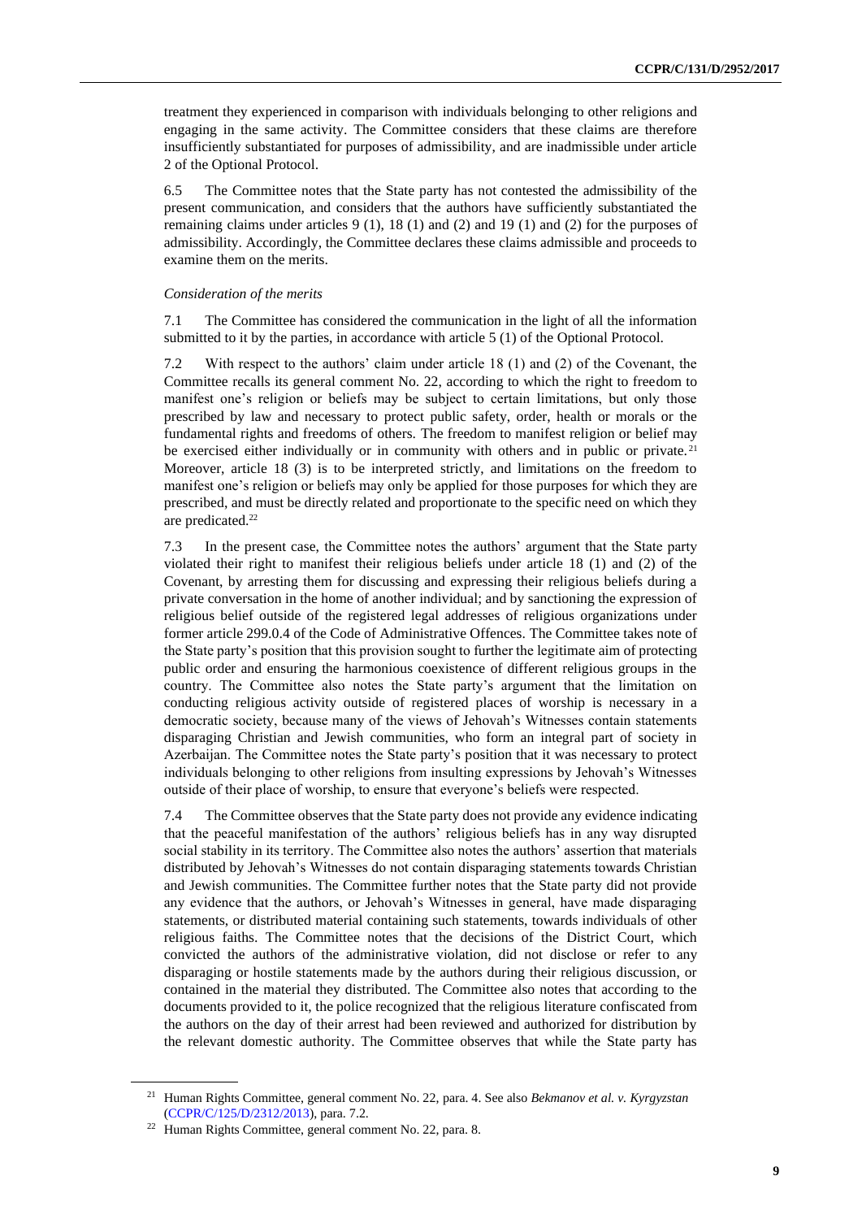treatment they experienced in comparison with individuals belonging to other religions and engaging in the same activity. The Committee considers that these claims are therefore insufficiently substantiated for purposes of admissibility, and are inadmissible under article 2 of the Optional Protocol.

6.5 The Committee notes that the State party has not contested the admissibility of the present communication, and considers that the authors have sufficiently substantiated the remaining claims under articles 9 (1), 18 (1) and (2) and 19 (1) and (2) for the purposes of admissibility. Accordingly, the Committee declares these claims admissible and proceeds to examine them on the merits.

*Consideration of the merits*

7.1 The Committee has considered the communication in the light of all the information submitted to it by the parties, in accordance with article 5 (1) of the Optional Protocol.

7.2 With respect to the authors' claim under article 18 (1) and (2) of the Covenant, the Committee recalls its general comment No. 22, according to which the right to freedom to manifest one's religion or beliefs may be subject to certain limitations, but only those prescribed by law and necessary to protect public safety, order, health or morals or the fundamental rights and freedoms of others. The freedom to manifest religion or belief may be exercised either individually or in community with others and in public or private.[21] Moreover, article 18 (3) is to be interpreted strictly, and limitations on the freedom to manifest one's religion or beliefs may only be applied for those purposes for which they are prescribed, and must be directly related and proportionate to the specific need on which they are predicated.[22]

7.3 In the present case, the Committee notes the authors' argument that the State party violated their right to manifest their religious beliefs under article 18 (1) and (2) of the Covenant, by arresting them for discussing and expressing their religious beliefs during a private conversation in the home of another individual; and by sanctioning the expression of religious belief outside of the registered legal addresses of religious organizations under former article 299.0.4 of the Code of Administrative Offences. The Committee takes note of the State party's position that this provision sought to further the legitimate aim of protecting public order and ensuring the harmonious coexistence of different religious groups in the country. The Committee also notes the State party's argument that the limitation on conducting religious activity outside of registered places of worship is necessary in a democratic society, because many of the views of Jehovah's Witnesses contain statements disparaging Christian and Jewish communities, who form an integral part of society in Azerbaijan. The Committee notes the State party's position that it was necessary to protect individuals belonging to other religions from insulting expressions by Jehovah's Witnesses outside of their place of worship, to ensure that everyone's beliefs were respected.

7.4 The Committee observes that the State party does not provide any evidence indicating that the peaceful manifestation of the authors' religious beliefs has in any way disrupted social stability in its territory. The Committee also notes the authors' assertion that materials distributed by Jehovah's Witnesses do not contain disparaging statements towards Christian and Jewish communities. The Committee further notes that the State party did not provide any evidence that the authors, or Jehovah's Witnesses in general, have made disparaging statements, or distributed material containing such statements, towards individuals of other religious faiths. The Committee notes that the decisions of the District Court, which convicted the authors of the administrative violation, did not disclose or refer to any disparaging or hostile statements made by the authors during their religious discussion, or contained in the material they distributed. The Committee also notes that according to the documents provided to it, the police recognized that the religious literature confiscated from the authors on the day of their arrest had been reviewed and authorized for distribution by the relevant domestic authority. The Committee observes that while the State party has

[21] Human Rights Committee, general comment No. 22, para. 4. See also *Bekmanov et al. v. Kyrgyzstan* (CCPR/C/125/D/2312/2013), para. 7.2.

[22] Human Rights Committee, general comment No. 22, para. 8.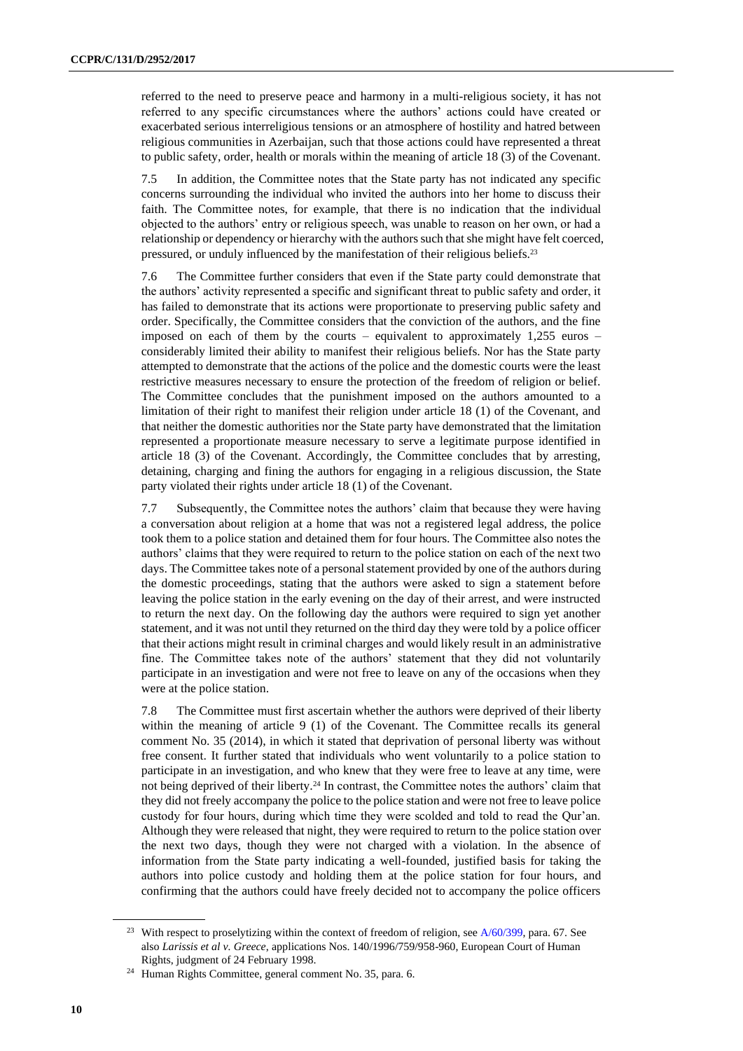referred to the need to preserve peace and harmony in a multi-religious society, it has not referred to any specific circumstances where the authors' actions could have created or exacerbated serious interreligious tensions or an atmosphere of hostility and hatred between religious communities in Azerbaijan, such that those actions could have represented a threat to public safety, order, health or morals within the meaning of article 18 (3) of the Covenant.

7.5 In addition, the Committee notes that the State party has not indicated any specific concerns surrounding the individual who invited the authors into her home to discuss their faith. The Committee notes, for example, that there is no indication that the individual objected to the authors' entry or religious speech, was unable to reason on her own, or had a relationship or dependency or hierarchy with the authors such that she might have felt coerced, pressured, or unduly influenced by the manifestation of their religious beliefs.[23]

7.6 The Committee further considers that even if the State party could demonstrate that the authors' activity represented a specific and significant threat to public safety and order, it has failed to demonstrate that its actions were proportionate to preserving public safety and order. Specifically, the Committee considers that the conviction of the authors, and the fine imposed on each of them by the courts – equivalent to approximately 1,255 euros – considerably limited their ability to manifest their religious beliefs. Nor has the State party attempted to demonstrate that the actions of the police and the domestic courts were the least restrictive measures necessary to ensure the protection of the freedom of religion or belief. The Committee concludes that the punishment imposed on the authors amounted to a limitation of their right to manifest their religion under article 18 (1) of the Covenant, and that neither the domestic authorities nor the State party have demonstrated that the limitation represented a proportionate measure necessary to serve a legitimate purpose identified in article 18 (3) of the Covenant. Accordingly, the Committee concludes that by arresting, detaining, charging and fining the authors for engaging in a religious discussion, the State party violated their rights under article 18 (1) of the Covenant.

7.7 Subsequently, the Committee notes the authors' claim that because they were having a conversation about religion at a home that was not a registered legal address, the police took them to a police station and detained them for four hours. The Committee also notes the authors' claims that they were required to return to the police station on each of the next two days. The Committee takes note of a personal statement provided by one of the authors during the domestic proceedings, stating that the authors were asked to sign a statement before leaving the police station in the early evening on the day of their arrest, and were instructed to return the next day. On the following day the authors were required to sign yet another statement, and it was not until they returned on the third day they were told by a police officer that their actions might result in criminal charges and would likely result in an administrative fine. The Committee takes note of the authors' statement that they did not voluntarily participate in an investigation and were not free to leave on any of the occasions when they were at the police station.

7.8 The Committee must first ascertain whether the authors were deprived of their liberty within the meaning of article 9 (1) of the Covenant. The Committee recalls its general comment No. 35 (2014), in which it stated that deprivation of personal liberty was without free consent. It further stated that individuals who went voluntarily to a police station to participate in an investigation, and who knew that they were free to leave at any time, were not being deprived of their liberty.[24] In contrast, the Committee notes the authors' claim that they did not freely accompany the police to the police station and were not free to leave police custody for four hours, during which time they were scolded and told to read the Qur'an. Although they were released that night, they were required to return to the police station over the next two days, though they were not charged with a violation. In the absence of information from the State party indicating a well-founded, justified basis for taking the authors into police custody and holding them at the police station for four hours, and confirming that the authors could have freely decided not to accompany the police officers

---

[23] With respect to proselytizing within the context of freedom of religion, see A/60/399, para. 67. See also *Larissis et al v. Greece*, applications Nos. 140/1996/759/958-960, European Court of Human Rights, judgment of 24 February 1998.

[24] Human Rights Committee, general comment No. 35, para. 6.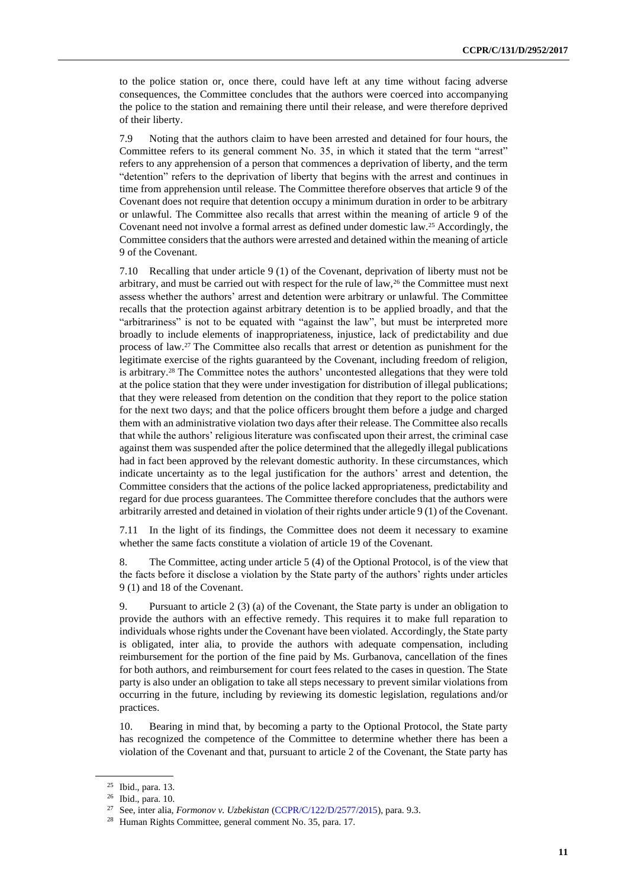to the police station or, once there, could have left at any time without facing adverse consequences, the Committee concludes that the authors were coerced into accompanying the police to the station and remaining there until their release, and were therefore deprived of their liberty.

7.9 Noting that the authors claim to have been arrested and detained for four hours, the Committee refers to its general comment No. 35, in which it stated that the term "arrest" refers to any apprehension of a person that commences a deprivation of liberty, and the term "detention" refers to the deprivation of liberty that begins with the arrest and continues in time from apprehension until release. The Committee therefore observes that article 9 of the Covenant does not require that detention occupy a minimum duration in order to be arbitrary or unlawful. The Committee also recalls that arrest within the meaning of article 9 of the Covenant need not involve a formal arrest as defined under domestic law.[25] Accordingly, the Committee considers that the authors were arrested and detained within the meaning of article 9 of the Covenant.

7.10 Recalling that under article 9 (1) of the Covenant, deprivation of liberty must not be arbitrary, and must be carried out with respect for the rule of law,[26] the Committee must next assess whether the authors' arrest and detention were arbitrary or unlawful. The Committee recalls that the protection against arbitrary detention is to be applied broadly, and that the "arbitrariness" is not to be equated with "against the law", but must be interpreted more broadly to include elements of inappropriateness, injustice, lack of predictability and due process of law.[27] The Committee also recalls that arrest or detention as punishment for the legitimate exercise of the rights guaranteed by the Covenant, including freedom of religion, is arbitrary.[28] The Committee notes the authors' uncontested allegations that they were told at the police station that they were under investigation for distribution of illegal publications; that they were released from detention on the condition that they report to the police station for the next two days; and that the police officers brought them before a judge and charged them with an administrative violation two days after their release. The Committee also recalls that while the authors' religious literature was confiscated upon their arrest, the criminal case against them was suspended after the police determined that the allegedly illegal publications had in fact been approved by the relevant domestic authority. In these circumstances, which indicate uncertainty as to the legal justification for the authors' arrest and detention, the Committee considers that the actions of the police lacked appropriateness, predictability and regard for due process guarantees. The Committee therefore concludes that the authors were arbitrarily arrested and detained in violation of their rights under article 9 (1) of the Covenant.

7.11 In the light of its findings, the Committee does not deem it necessary to examine whether the same facts constitute a violation of article 19 of the Covenant.

8. The Committee, acting under article 5 (4) of the Optional Protocol, is of the view that the facts before it disclose a violation by the State party of the authors' rights under articles 9 (1) and 18 of the Covenant.

9. Pursuant to article 2 (3) (a) of the Covenant, the State party is under an obligation to provide the authors with an effective remedy. This requires it to make full reparation to individuals whose rights under the Covenant have been violated. Accordingly, the State party is obligated, inter alia, to provide the authors with adequate compensation, including reimbursement for the portion of the fine paid by Ms. Gurbanova, cancellation of the fines for both authors, and reimbursement for court fees related to the cases in question. The State party is also under an obligation to take all steps necessary to prevent similar violations from occurring in the future, including by reviewing its domestic legislation, regulations and/or practices.

10. Bearing in mind that, by becoming a party to the Optional Protocol, the State party has recognized the competence of the Committee to determine whether there has been a violation of the Covenant and that, pursuant to article 2 of the Covenant, the State party has

---

[25] Ibid., para. 13.

[26] Ibid., para. 10.

[27] See, inter alia, *Formonov v. Uzbekistan* (CCPR/C/122/D/2577/2015), para. 9.3.

[28] Human Rights Committee, general comment No. 35, para. 17.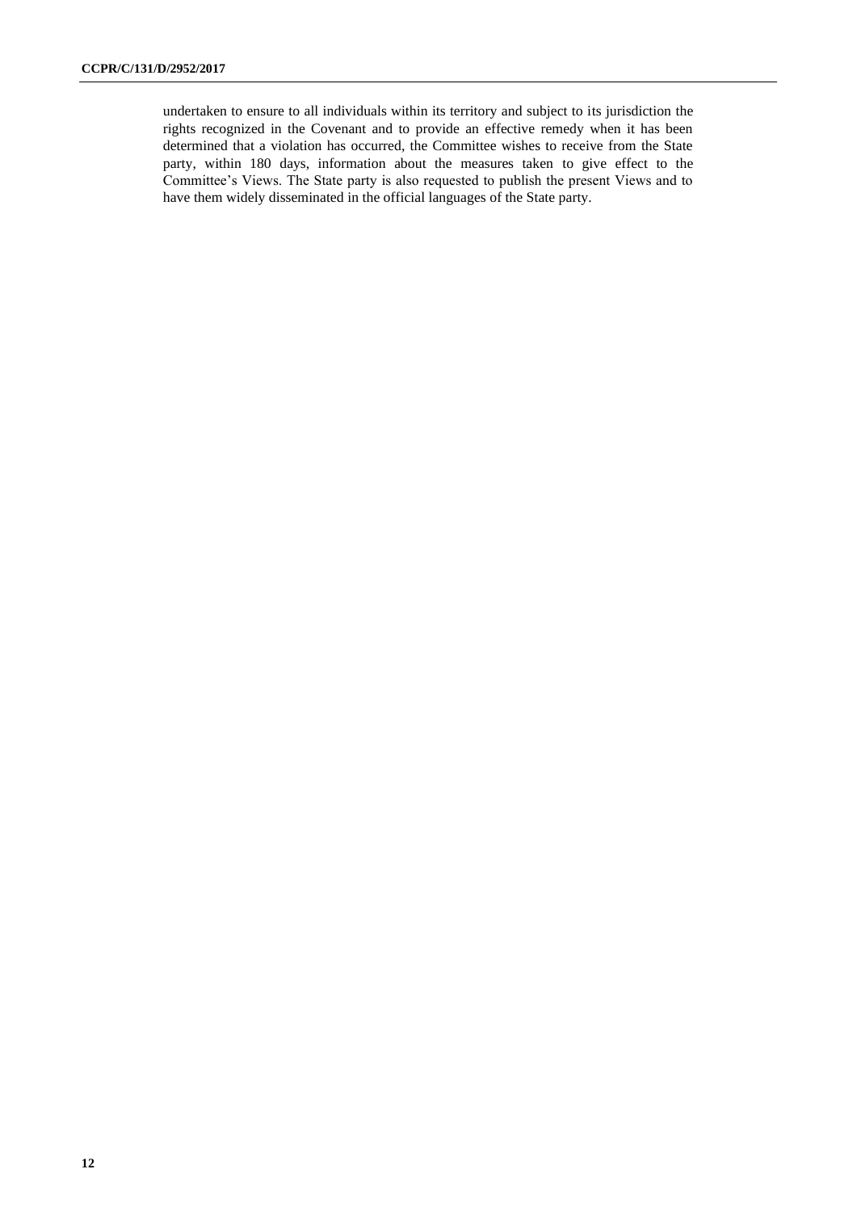undertaken to ensure to all individuals within its territory and subject to its jurisdiction the rights recognized in the Covenant and to provide an effective remedy when it has been determined that a violation has occurred, the Committee wishes to receive from the State party, within 180 days, information about the measures taken to give effect to the Committee's Views. The State party is also requested to publish the present Views and to have them widely disseminated in the official languages of the State party.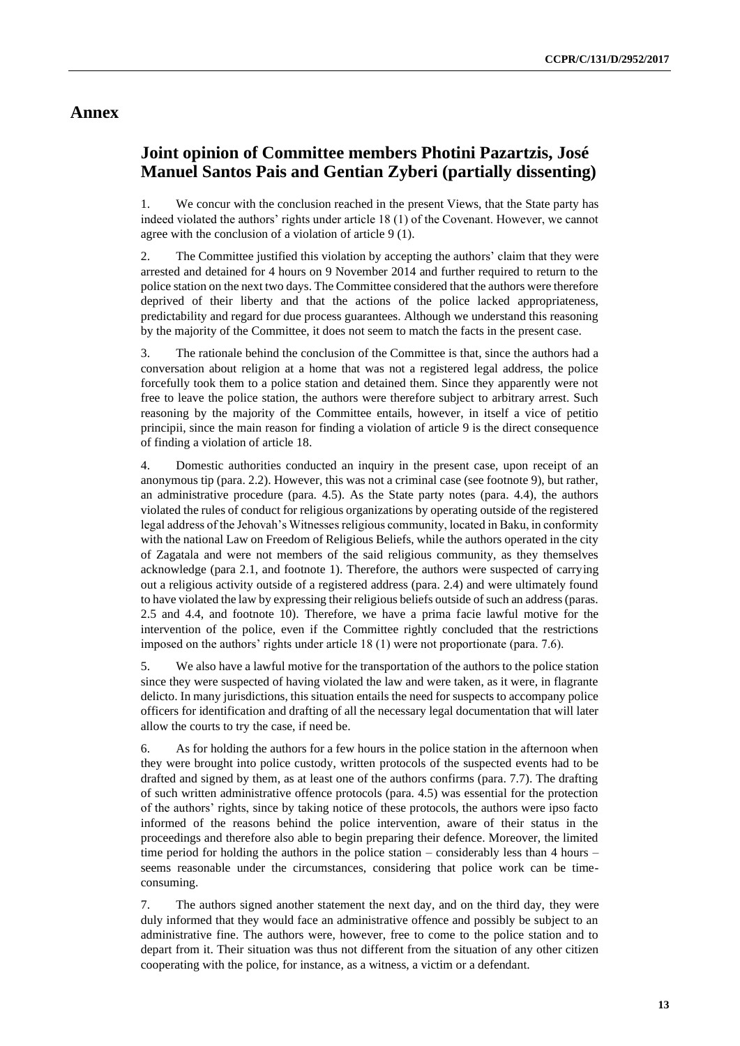# Annex

## Joint opinion of Committee members Photini Pazartzis, José Manuel Santos Pais and Gentian Zyberi (partially dissenting)

1. We concur with the conclusion reached in the present Views, that the State party has indeed violated the authors' rights under article 18 (1) of the Covenant. However, we cannot agree with the conclusion of a violation of article 9 (1).

2. The Committee justified this violation by accepting the authors' claim that they were arrested and detained for 4 hours on 9 November 2014 and further required to return to the police station on the next two days. The Committee considered that the authors were therefore deprived of their liberty and that the actions of the police lacked appropriateness, predictability and regard for due process guarantees. Although we understand this reasoning by the majority of the Committee, it does not seem to match the facts in the present case.

3. The rationale behind the conclusion of the Committee is that, since the authors had a conversation about religion at a home that was not a registered legal address, the police forcefully took them to a police station and detained them. Since they apparently were not free to leave the police station, the authors were therefore subject to arbitrary arrest. Such reasoning by the majority of the Committee entails, however, in itself a vice of petitio principii, since the main reason for finding a violation of article 9 is the direct consequence of finding a violation of article 18.

4. Domestic authorities conducted an inquiry in the present case, upon receipt of an anonymous tip (para. 2.2). However, this was not a criminal case (see footnote 9), but rather, an administrative procedure (para. 4.5). As the State party notes (para. 4.4), the authors violated the rules of conduct for religious organizations by operating outside of the registered legal address of the Jehovah's Witnesses religious community, located in Baku, in conformity with the national Law on Freedom of Religious Beliefs, while the authors operated in the city of Zagatala and were not members of the said religious community, as they themselves acknowledge (para 2.1, and footnote 1). Therefore, the authors were suspected of carrying out a religious activity outside of a registered address (para. 2.4) and were ultimately found to have violated the law by expressing their religious beliefs outside of such an address (paras. 2.5 and 4.4, and footnote 10). Therefore, we have a prima facie lawful motive for the intervention of the police, even if the Committee rightly concluded that the restrictions imposed on the authors' rights under article 18 (1) were not proportionate (para. 7.6).

5. We also have a lawful motive for the transportation of the authors to the police station since they were suspected of having violated the law and were taken, as it were, in flagrante delicto. In many jurisdictions, this situation entails the need for suspects to accompany police officers for identification and drafting of all the necessary legal documentation that will later allow the courts to try the case, if need be.

6. As for holding the authors for a few hours in the police station in the afternoon when they were brought into police custody, written protocols of the suspected events had to be drafted and signed by them, as at least one of the authors confirms (para. 7.7). The drafting of such written administrative offence protocols (para. 4.5) was essential for the protection of the authors' rights, since by taking notice of these protocols, the authors were ipso facto informed of the reasons behind the police intervention, aware of their status in the proceedings and therefore also able to begin preparing their defence. Moreover, the limited time period for holding the authors in the police station – considerably less than 4 hours – seems reasonable under the circumstances, considering that police work can be time-consuming.

7. The authors signed another statement the next day, and on the third day, they were duly informed that they would face an administrative offence and possibly be subject to an administrative fine. The authors were, however, free to come to the police station and to depart from it. Their situation was thus not different from the situation of any other citizen cooperating with the police, for instance, as a witness, a victim or a defendant.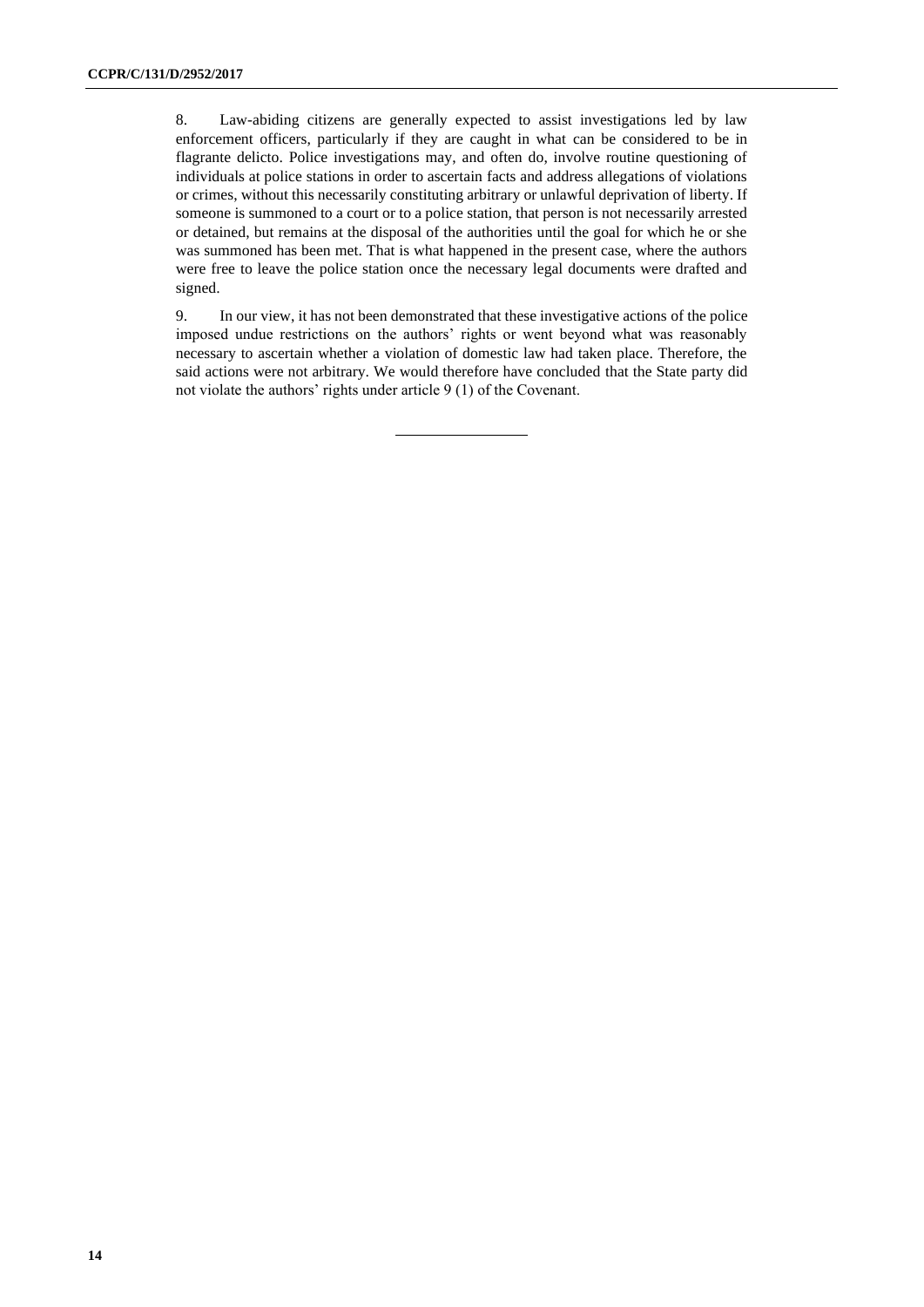8. Law-abiding citizens are generally expected to assist investigations led by law enforcement officers, particularly if they are caught in what can be considered to be in flagrante delicto. Police investigations may, and often do, involve routine questioning of individuals at police stations in order to ascertain facts and address allegations of violations or crimes, without this necessarily constituting arbitrary or unlawful deprivation of liberty. If someone is summoned to a court or to a police station, that person is not necessarily arrested or detained, but remains at the disposal of the authorities until the goal for which he or she was summoned has been met. That is what happened in the present case, where the authors were free to leave the police station once the necessary legal documents were drafted and signed.

9. In our view, it has not been demonstrated that these investigative actions of the police imposed undue restrictions on the authors' rights or went beyond what was reasonably necessary to ascertain whether a violation of domestic law had taken place. Therefore, the said actions were not arbitrary. We would therefore have concluded that the State party did not violate the authors' rights under article 9 (1) of the Covenant.